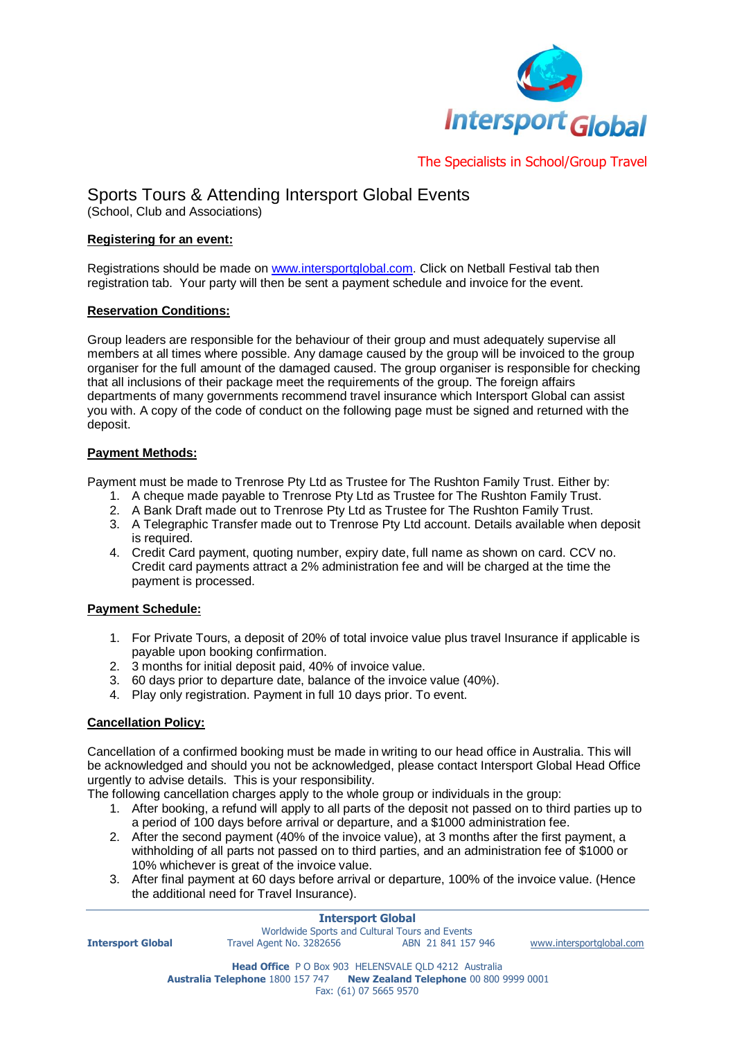Intersport Global

The Specialists in School/Group Travel

# Sports Tours & Attending Intersport Global Events

(School, Club and Associations)

## Registering for an event:

Registrations should be made on www.intersportglobal.com. Click on Netball Festival tab then registration tab. Your party will then be sent a payment schedule and invoice for the event.

## Reservation Conditions:

Group leaders are responsible for the behaviour of their group and must adequately supervise all members at all times where possible. Any damage caused by the group will be invoiced to the group organiser for the full amount of the damaged caused. The group organiser is responsible for checking that all inclusions of their package meet the requirements of the group. The foreign affairs departments of many governments recommend travel insurance which Intersport Global can assist you with. A copy of the code of conduct on the following page must be signed and returned with the deposit.

## Payment Methods:

Payment must be made to Trenrose Pty Ltd as Trustee for The Rushton Family Trust. Either by:

1. A cheque made payable to Trenrose Pty Ltd as Trustee for The Rushton Family Trust.
2. A Bank Draft made out to Trenrose Pty Ltd as Trustee for The Rushton Family Trust.
3. A Telegraphic Transfer made out to Trenrose Pty Ltd account. Details available when deposit is required.
4. Credit Card payment, quoting number, expiry date, full name as shown on card. CCV no. Credit card payments attract a 2% administration fee and will be charged at the time the payment is processed.

## Payment Schedule:

1. For Private Tours, a deposit of 20% of total invoice value plus travel Insurance if applicable is payable upon booking confirmation.
2. 3 months for initial deposit paid, 40% of invoice value.
3. 60 days prior to departure date, balance of the invoice value (40%).
4. Play only registration. Payment in full 10 days prior. To event.

## Cancellation Policy:

Cancellation of a confirmed booking must be made in writing to our head office in Australia. This will be acknowledged and should you not be acknowledged, please contact Intersport Global Head Office urgently to advise details. This is your responsibility.

The following cancellation charges apply to the whole group or individuals in the group:

1. After booking, a refund will apply to all parts of the deposit not passed on to third parties up to a period of 100 days before arrival or departure, and a $1000 administration fee.
2. After the second payment (40% of the invoice value), at 3 months after the first payment, a withholding of all parts not passed on to third parties, and an administration fee of $1000 or 10% whichever is great of the invoice value.
3. After final payment at 60 days before arrival or departure, 100% of the invoice value. (Hence the additional need for Travel Insurance).

**Intersport Global**
Worldwide Sports and Cultural Tours and Events
**Intersport Global** Travel Agent No. 3282656 ABN 21 841 157 946 www.intersportglobal.com

**Head Office** P O Box 903 HELENSVALE QLD 4212 Australia
**Australia Telephone** 1800 157 747 **New Zealand Telephone** 00 800 9999 0001
Fax: (61) 07 5665 9570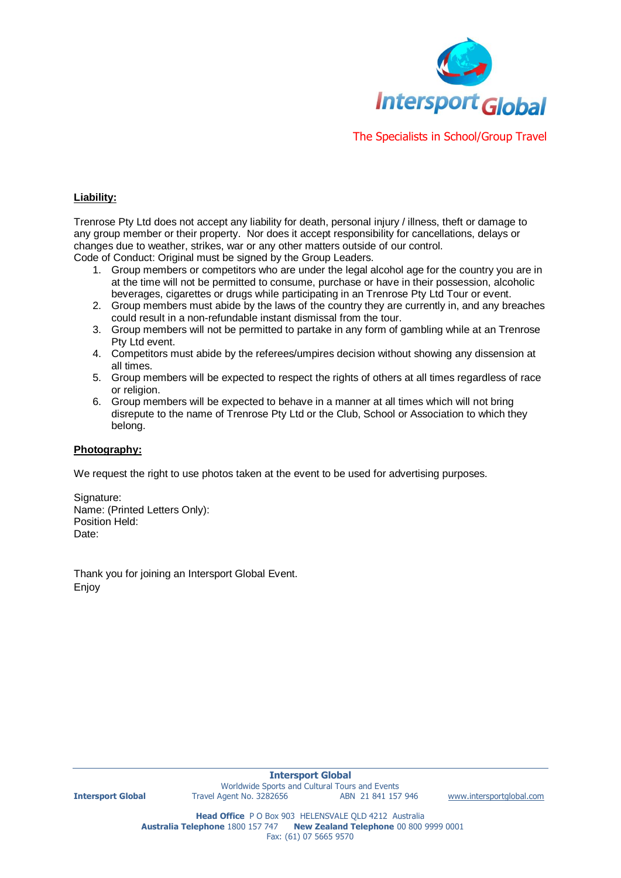Intersport Global

The Specialists in School/Group Travel

**Liability:**

Trenrose Pty Ltd does not accept any liability for death, personal injury / illness, theft or damage to any group member or their property. Nor does it accept responsibility for cancellations, delays or changes due to weather, strikes, war or any other matters outside of our control.
Code of Conduct: Original must be signed by the Group Leaders.

1. Group members or competitors who are under the legal alcohol age for the country you are in at the time will not be permitted to consume, purchase or have in their possession, alcoholic beverages, cigarettes or drugs while participating in an Trenrose Pty Ltd Tour or event.
2. Group members must abide by the laws of the country they are currently in, and any breaches could result in a non-refundable instant dismissal from the tour.
3. Group members will not be permitted to partake in any form of gambling while at an Trenrose Pty Ltd event.
4. Competitors must abide by the referees/umpires decision without showing any dissension at all times.
5. Group members will be expected to respect the rights of others at all times regardless of race or religion.
6. Group members will be expected to behave in a manner at all times which will not bring disrepute to the name of Trenrose Pty Ltd or the Club, School or Association to which they belong.

**Photography:**

We request the right to use photos taken at the event to be used for advertising purposes.

Signature:
Name: (Printed Letters Only):
Position Held:
Date:

Thank you for joining an Intersport Global Event.
Enjoy

**Intersport Global**
Worldwide Sports and Cultural Tours and Events
**Intersport Global** Travel Agent No. 3282656 ABN 21 841 157 946 www.intersportglobal.com

**Head Office** P O Box 903 HELENSVALE QLD 4212 Australia
**Australia Telephone** 1800 157 747 **New Zealand Telephone** 00 800 9999 0001
Fax: (61) 07 5665 9570